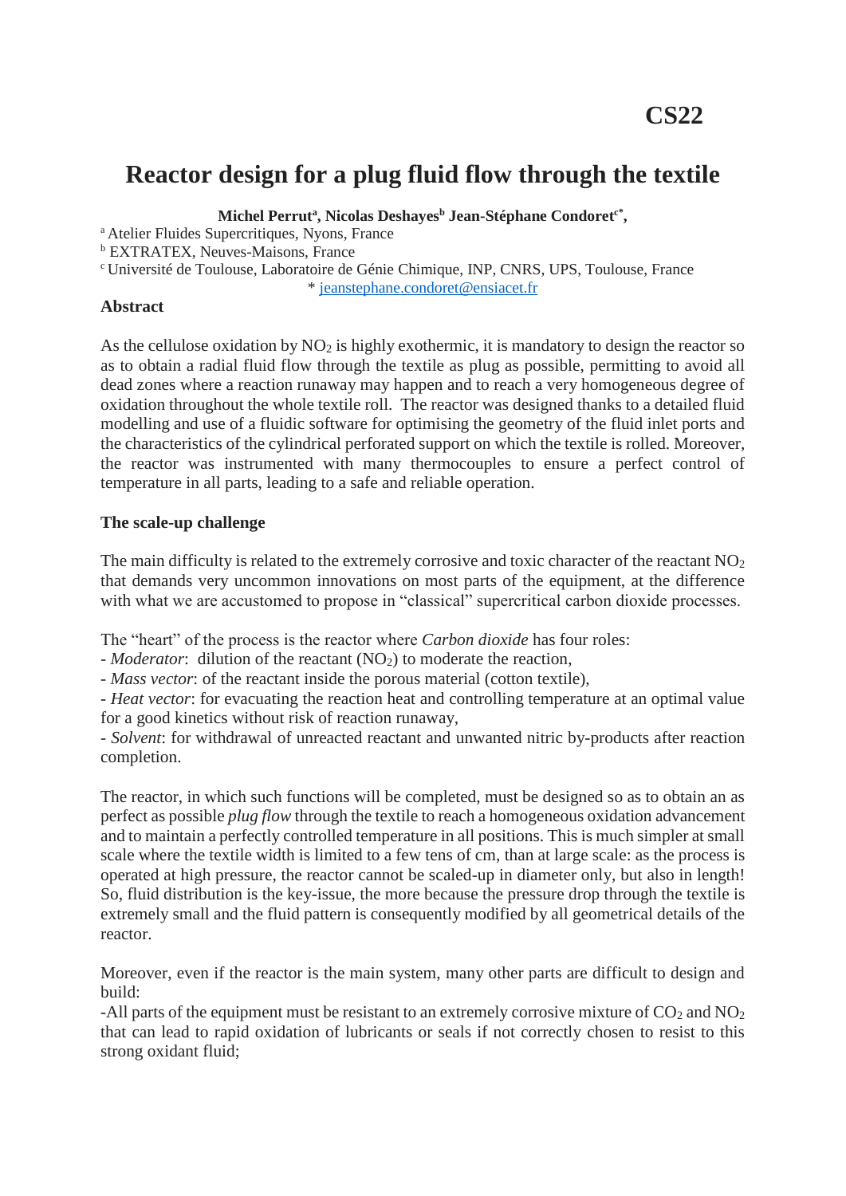**CS22**

# Reactor design for a plug fluid flow through the textile

**Michel Perrut[a], Nicolas Deshayes[b] Jean-Stéphane Condoret[c*],**

[a] Atelier Fluides Supercritiques, Nyons, France

[b] EXTRATEX, Neuves-Maisons, France

[c] Université de Toulouse, Laboratoire de Génie Chimique, INP, CNRS, UPS, Toulouse, France

\* jeanstephane.condoret@ensiacet.fr

## Abstract

As the cellulose oxidation by $NO_2$ is highly exothermic, it is mandatory to design the reactor so as to obtain a radial fluid flow through the textile as plug as possible, permitting to avoid all dead zones where a reaction runaway may happen and to reach a very homogeneous degree of oxidation throughout the whole textile roll. The reactor was designed thanks to a detailed fluid modelling and use of a fluidic software for optimising the geometry of the fluid inlet ports and the characteristics of the cylindrical perforated support on which the textile is rolled. Moreover, the reactor was instrumented with many thermocouples to ensure a perfect control of temperature in all parts, leading to a safe and reliable operation.

## The scale-up challenge

The main difficulty is related to the extremely corrosive and toxic character of the reactant $NO_2$ that demands very uncommon innovations on most parts of the equipment, at the difference with what we are accustomed to propose in "classical" supercritical carbon dioxide processes.

The "heart" of the process is the reactor where *Carbon dioxide* has four roles:

- *Moderator*: dilution of the reactant ($NO_2$) to moderate the reaction,
- *Mass vector*: of the reactant inside the porous material (cotton textile),
- *Heat vector*: for evacuating the reaction heat and controlling temperature at an optimal value for a good kinetics without risk of reaction runaway,
- *Solvent*: for withdrawal of unreacted reactant and unwanted nitric by-products after reaction completion.

The reactor, in which such functions will be completed, must be designed so as to obtain an as perfect as possible *plug flow* through the textile to reach a homogeneous oxidation advancement and to maintain a perfectly controlled temperature in all positions. This is much simpler at small scale where the textile width is limited to a few tens of cm, than at large scale: as the process is operated at high pressure, the reactor cannot be scaled-up in diameter only, but also in length! So, fluid distribution is the key-issue, the more because the pressure drop through the textile is extremely small and the fluid pattern is consequently modified by all geometrical details of the reactor.

Moreover, even if the reactor is the main system, many other parts are difficult to design and build:

-All parts of the equipment must be resistant to an extremely corrosive mixture of $CO_2$ and $NO_2$ that can lead to rapid oxidation of lubricants or seals if not correctly chosen to resist to this strong oxidant fluid;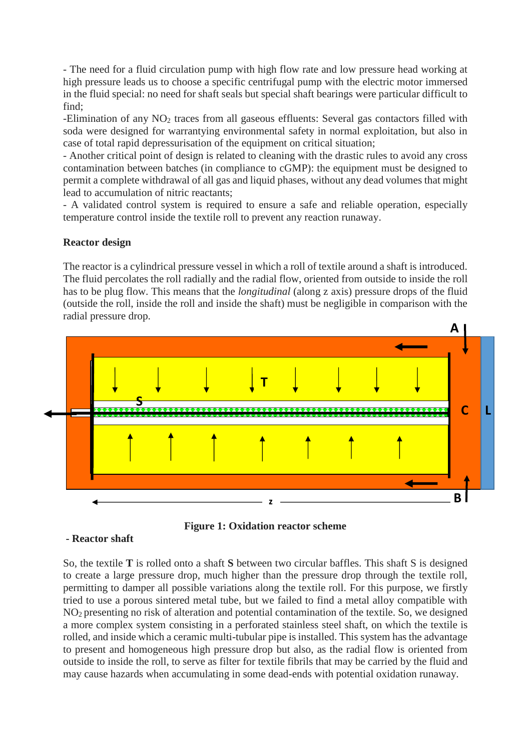- The need for a fluid circulation pump with high flow rate and low pressure head working at high pressure leads us to choose a specific centrifugal pump with the electric motor immersed in the fluid special: no need for shaft seals but special shaft bearings were particular difficult to find;

-Elimination of any $NO_2$ traces from all gaseous effluents: Several gas contactors filled with soda were designed for warrantying environmental safety in normal exploitation, but also in case of total rapid depressurisation of the equipment on critical situation;

- Another critical point of design is related to cleaning with the drastic rules to avoid any cross contamination between batches (in compliance to cGMP): the equipment must be designed to permit a complete withdrawal of all gas and liquid phases, without any dead volumes that might lead to accumulation of nitric reactants;

- A validated control system is required to ensure a safe and reliable operation, especially temperature control inside the textile roll to prevent any reaction runaway.

**Reactor design**

The reactor is a cylindrical pressure vessel in which a roll of textile around a shaft is introduced. The fluid percolates the roll radially and the radial flow, oriented from outside to inside the roll has to be plug flow. This means that the *longitudinal* (along z axis) pressure drops of the fluid (outside the roll, inside the roll and inside the shaft) must be negligible in comparison with the radial pressure drop.

**Figure 1: Oxidation reactor scheme**

**- Reactor shaft**

So, the textile **T** is rolled onto a shaft **S** between two circular baffles. This shaft S is designed to create a large pressure drop, much higher than the pressure drop through the textile roll, permitting to damper all possible variations along the textile roll. For this purpose, we firstly tried to use a porous sintered metal tube, but we failed to find a metal alloy compatible with $NO_2$ presenting no risk of alteration and potential contamination of the textile. So, we designed a more complex system consisting in a perforated stainless steel shaft, on which the textile is rolled, and inside which a ceramic multi-tubular pipe is installed. This system has the advantage to present and homogeneous high pressure drop but also, as the radial flow is oriented from outside to inside the roll, to serve as filter for textile fibrils that may be carried by the fluid and may cause hazards when accumulating in some dead-ends with potential oxidation runaway.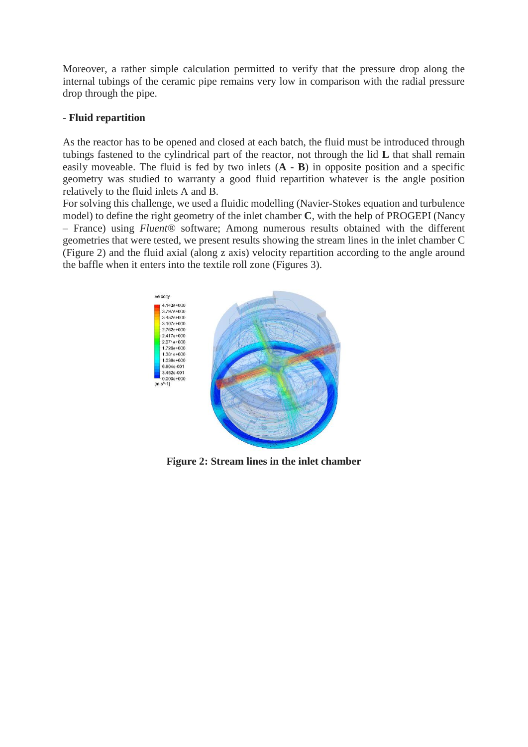Moreover, a rather simple calculation permitted to verify that the pressure drop along the internal tubings of the ceramic pipe remains very low in comparison with the radial pressure drop through the pipe.

- **Fluid repartition**

As the reactor has to be opened and closed at each batch, the fluid must be introduced through tubings fastened to the cylindrical part of the reactor, not through the lid **L** that shall remain easily moveable. The fluid is fed by two inlets (**A - B**) in opposite position and a specific geometry was studied to warranty a good fluid repartition whatever is the angle position relatively to the fluid inlets A and B.
For solving this challenge, we used a fluidic modelling (Navier-Stokes equation and turbulence model) to define the right geometry of the inlet chamber **C**, with the help of PROGEPI (Nancy – France) using *Fluent®* software; Among numerous results obtained with the different geometries that were tested, we present results showing the stream lines in the inlet chamber C (Figure 2) and the fluid axial (along z axis) velocity repartition according to the angle around the baffle when it enters into the textile roll zone (Figures 3).

**Figure 2: Stream lines in the inlet chamber**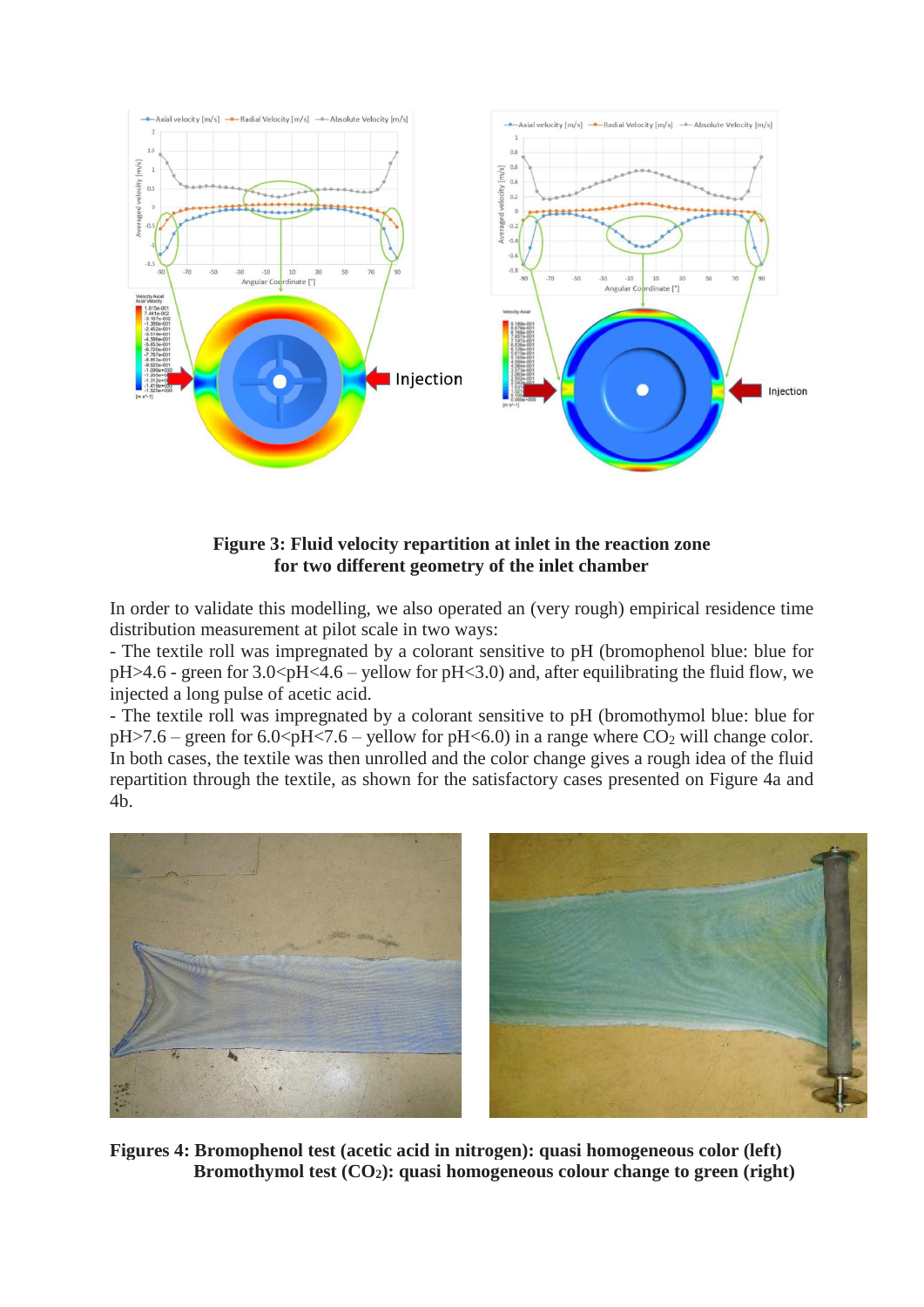**Figure 3: Fluid velocity repartition at inlet in the reaction zone for two different geometry of the inlet chamber**

In order to validate this modelling, we also operated an (very rough) empirical residence time distribution measurement at pilot scale in two ways:

- The textile roll was impregnated by a colorant sensitive to pH (bromophenol blue: blue for pH>4.6 - green for 3.0<pH<4.6 – yellow for pH<3.0) and, after equilibrating the fluid flow, we injected a long pulse of acetic acid.
- The textile roll was impregnated by a colorant sensitive to pH (bromothymol blue: blue for pH>7.6 – green for 6.0<pH<7.6 – yellow for pH<6.0) in a range where $CO_2$ will change color.

In both cases, the textile was then unrolled and the color change gives a rough idea of the fluid repartition through the textile, as shown for the satisfactory cases presented on Figure 4a and 4b.

**Figures 4: Bromophenol test (acetic acid in nitrogen): quasi homogeneous color (left)**
**Bromothymol test ($CO_2$): quasi homogeneous colour change to green (right)**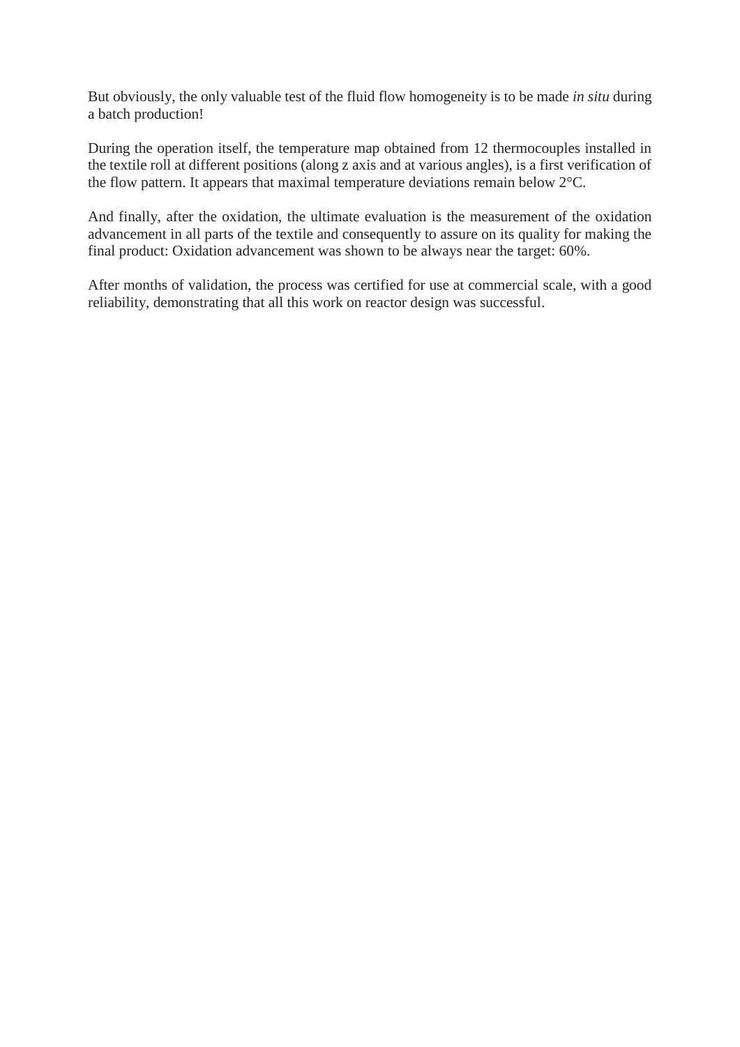But obviously, the only valuable test of the fluid flow homogeneity is to be made *in situ* during a batch production!

During the operation itself, the temperature map obtained from 12 thermocouples installed in the textile roll at different positions (along z axis and at various angles), is a first verification of the flow pattern. It appears that maximal temperature deviations remain below 2°C.

And finally, after the oxidation, the ultimate evaluation is the measurement of the oxidation advancement in all parts of the textile and consequently to assure on its quality for making the final product: Oxidation advancement was shown to be always near the target: 60%.

After months of validation, the process was certified for use at commercial scale, with a good reliability, demonstrating that all this work on reactor design was successful.